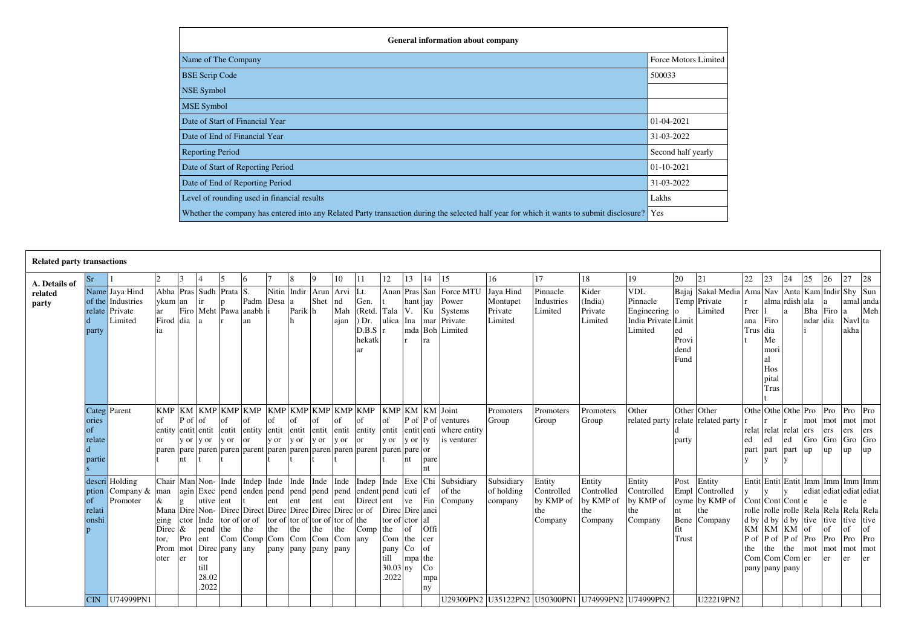| General information about company | |
|---|---|
| Name of The Company | Force Motors Limited |
| BSE Scrip Code | 500033 |
| NSE Symbol | |
| MSE Symbol | |
| Date of Start of Financial Year | 01-04-2021 |
| Date of End of Financial Year | 31-03-2022 |
| Reporting Period | Second half yearly |
| Date of Start of Reporting Period | 01-10-2021 |
| Date of End of Reporting Period | 31-03-2022 |
| Level of rounding used in financial results | Lakhs |
| Whether the company has entered into any Related Party transaction during the selected half year for which it wants to submit disclosure? | Yes |

**Related party transactions**

| A. Details of related party | Sr | 1 | 2 | 3 | 4 | 5 | 6 | 7 | 8 | 9 | 10 | 11 | 12 | 13 | 14 | 15 | 16 | 17 | 18 | 19 | 20 | 21 | 22 | 23 | 24 | 25 | 26 | 27 | 28 |
|---|---|---|---|---|---|---|---|---|---|---|---|---|---|---|---|---|---|---|---|---|---|---|---|---|---|---|---|---|---|
| | Name of the related party | Jaya Hind Industries Private Limited | Abhaykumar Firodia | Prasan Firodia | Sudhir Mehta | Pratap Pawar | S. Padmanabhan | Nitin Desai | Indira Parikh | Arun Sheth | Arvind Mahajan | Lt. Gen. (Retd.) Dr. D.B.Shekatkar | Anant Talaulicar | Prashant V. Inamdar | Sanjay Kumar Bohra | Force MTU Power Systems Private Limited | Jaya Hind Montupet Private Limited | Pinnacle Industries Limited | Kider (India) Private Limited | VDL Pinnacle Engineering India Private Limited | Bajaj Tempo Limited Provident Fund | Sakal Media Private Limited | Amar Prerana Trust | Navalmal Firodia Memorial Hospital Trust | Antardisha | Kamala Bhandari | Indira Firodia | Shyamal a Navlakha | Sunanda Mehta |
| | Categories of related parties | Parent | KMP of entity or parent | KMP of entity or parent | KMP of entity or parent | KMP of entity or parent | KMP of entity or parent | KMP of entity or parent | KMP of entity or parent | KMP of entity or parent | KMP of entity or parent | KMP of entity or parent | KMP of entity or parent | KMP of entity or parent | KMP of entity or parent | Joint ventures where entity is venturer | Promoters Group | Promoters Group | Promoters Group | Other related party | Other related party | Other related party | Other related party | Other related party | Other related party | Promoters Group | Promoters Group | Promoters Group | Promoters Group |
| | description of relationship | Holding Company & Promoter | Chairman & Managing Director, Promoter | Managing Director, Promoter | Non-Executive Independent Director till 28.02.2022 | Independent Director of the Company | Independent Director of the Company | Independent Director of the Company | Independent Director of the Company | Independent Director of the Company | Independent Director of the Company | Independent Director of the Company | Independent Director of the Company till 30.03.2022 | Executive Director the Company | Chief Financial Officer of the Company | Subsidiary of the Company | Subsidiary of holding company | Entity Controlled by KMP of the Company | Entity Controlled by KMP of the Company | Entity Controlled by KMP of the Company | Post Employment Benefit Trust | Entity Controlled by KMP of the Company | Entity Controlled by KMP of the Company | Entity Controlled by KMP of the Company | Entity Controlled by KMP of the Company | Immediate Relative of Promoter | Immediate Relative of Promoter | Immediate Relative of Promoter | Immediate Relative of Promoter |
| | CIN | U74999PN1 | | | | | | | | | | | | | | U29309PN2 | U35122PN2 | U50300PN1 | U74999PN2 | U74999PN2 | | U22219PN2 | | | | | | | |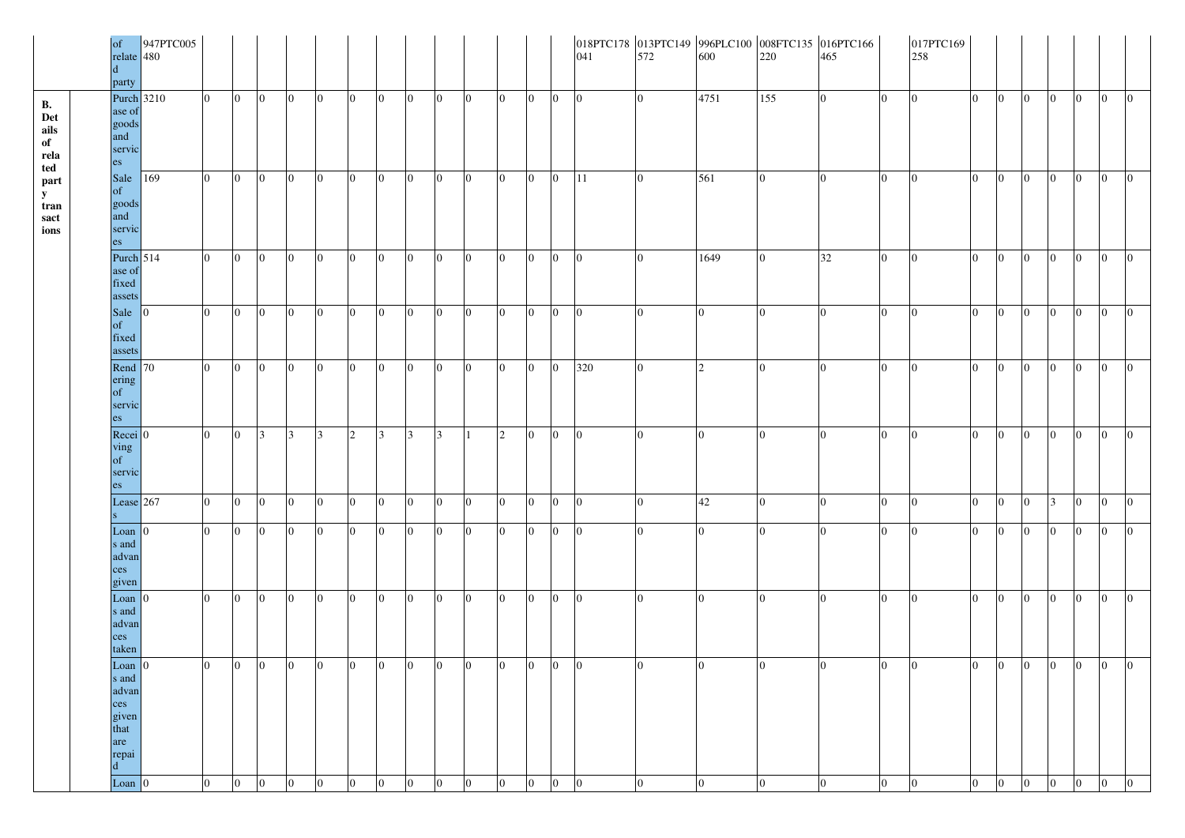| | | of related party | 947PTC005 480 | | | | | | | | | | | | | | 018PTC178 041 | 013PTC149 572 | 996PLC100 600 | 008FTC135 220 | 016PTC166 465 | | 017PTC169 258 | | | | | | | |
|---|---|---|---|---|---|---|---|---|---|---|---|---|---|---|---|---|---|---|---|---|---|---|---|---|---|---|---|---|---|---|
| **B. Details of related party transactions** | | Purchase of goods and services | 3210 | 0 | 0 | 0 | 0 | 0 | 0 | 0 | 0 | 0 | 0 | 0 | 0 | 0 | 0 | 0 | 4751 | 155 | 0 | 0 | 0 | 0 | 0 | 0 | 0 | 0 | 0 | 0 |
| | | Sale of goods and services | 169 | 0 | 0 | 0 | 0 | 0 | 0 | 0 | 0 | 0 | 0 | 0 | 0 | 0 | 11 | 0 | 561 | 0 | 0 | 0 | 0 | 0 | 0 | 0 | 0 | 0 | 0 | 0 |
| | | Purchase of fixed assets | 514 | 0 | 0 | 0 | 0 | 0 | 0 | 0 | 0 | 0 | 0 | 0 | 0 | 0 | 0 | 0 | 1649 | 0 | 32 | 0 | 0 | 0 | 0 | 0 | 0 | 0 | 0 | 0 |
| | | Sale of fixed assets | 0 | 0 | 0 | 0 | 0 | 0 | 0 | 0 | 0 | 0 | 0 | 0 | 0 | 0 | 0 | 0 | 0 | 0 | 0 | 0 | 0 | 0 | 0 | 0 | 0 | 0 | 0 | 0 |
| | | Rendering of services | 70 | 0 | 0 | 0 | 0 | 0 | 0 | 0 | 0 | 0 | 0 | 0 | 0 | 0 | 320 | 0 | 2 | 0 | 0 | 0 | 0 | 0 | 0 | 0 | 0 | 0 | 0 | 0 |
| | | Receiving of services | 0 | 0 | 0 | 3 | 3 | 3 | 2 | 3 | 3 | 3 | 1 | 2 | 0 | 0 | 0 | 0 | 0 | 0 | 0 | 0 | 0 | 0 | 0 | 0 | 0 | 0 | 0 | 0 |
| | | Leases | 267 | 0 | 0 | 0 | 0 | 0 | 0 | 0 | 0 | 0 | 0 | 0 | 0 | 0 | 0 | 0 | 42 | 0 | 0 | 0 | 0 | 0 | 0 | 0 | 0 | 3 | 0 | 0 | 0 |
| | | Loans and advances given | 0 | 0 | 0 | 0 | 0 | 0 | 0 | 0 | 0 | 0 | 0 | 0 | 0 | 0 | 0 | 0 | 0 | 0 | 0 | 0 | 0 | 0 | 0 | 0 | 0 | 0 | 0 | 0 |
| | | Loans and advances taken | 0 | 0 | 0 | 0 | 0 | 0 | 0 | 0 | 0 | 0 | 0 | 0 | 0 | 0 | 0 | 0 | 0 | 0 | 0 | 0 | 0 | 0 | 0 | 0 | 0 | 0 | 0 | 0 |
| | | Loans and advances given that are repaid | 0 | 0 | 0 | 0 | 0 | 0 | 0 | 0 | 0 | 0 | 0 | 0 | 0 | 0 | 0 | 0 | 0 | 0 | 0 | 0 | 0 | 0 | 0 | 0 | 0 | 0 | 0 | 0 |
| | | Loan | 0 | 0 | 0 | 0 | 0 | 0 | 0 | 0 | 0 | 0 | 0 | 0 | 0 | 0 | 0 | 0 | 0 | 0 | 0 | 0 | 0 | 0 | 0 | 0 | 0 | 0 | 0 | 0 |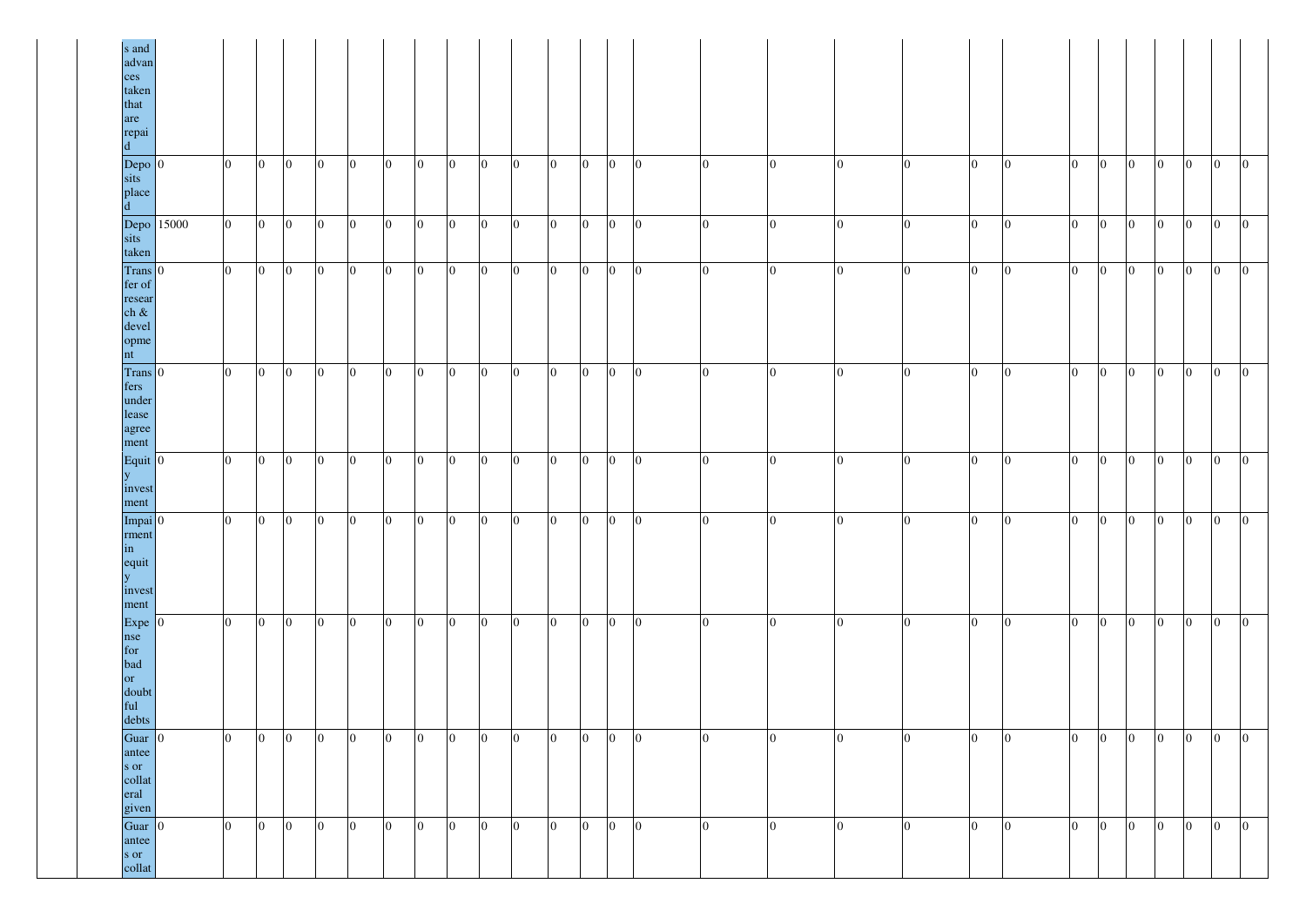| | | s and advances taken that are repaid | | | | | | | | | | | | | | | | | | | | | | | | | | | | |
|---|---|---|---|---|---|---|---|---|---|---|---|---|---|---|---|---|---|---|---|---|---|---|---|---|---|---|---|---|---|---|
| | | Deposits placed | 0 | 0 | 0 | 0 | 0 | 0 | 0 | 0 | 0 | 0 | 0 | 0 | 0 | 0 | 0 | 0 | 0 | 0 | 0 | 0 | 0 | 0 | 0 | 0 | 0 | 0 | 0 | 0 |
| | | Deposits taken | 15000 | 0 | 0 | 0 | 0 | 0 | 0 | 0 | 0 | 0 | 0 | 0 | 0 | 0 | 0 | 0 | 0 | 0 | 0 | 0 | 0 | 0 | 0 | 0 | 0 | 0 | 0 | 0 |
| | | Transfer of research & development | 0 | 0 | 0 | 0 | 0 | 0 | 0 | 0 | 0 | 0 | 0 | 0 | 0 | 0 | 0 | 0 | 0 | 0 | 0 | 0 | 0 | 0 | 0 | 0 | 0 | 0 | 0 | 0 |
| | | Transfers under lease agreement | 0 | 0 | 0 | 0 | 0 | 0 | 0 | 0 | 0 | 0 | 0 | 0 | 0 | 0 | 0 | 0 | 0 | 0 | 0 | 0 | 0 | 0 | 0 | 0 | 0 | 0 | 0 | 0 |
| | | Equity investment | 0 | 0 | 0 | 0 | 0 | 0 | 0 | 0 | 0 | 0 | 0 | 0 | 0 | 0 | 0 | 0 | 0 | 0 | 0 | 0 | 0 | 0 | 0 | 0 | 0 | 0 | 0 | 0 |
| | | Impairment in equity investment | 0 | 0 | 0 | 0 | 0 | 0 | 0 | 0 | 0 | 0 | 0 | 0 | 0 | 0 | 0 | 0 | 0 | 0 | 0 | 0 | 0 | 0 | 0 | 0 | 0 | 0 | 0 | 0 |
| | | Expense for bad or doubtful debts | 0 | 0 | 0 | 0 | 0 | 0 | 0 | 0 | 0 | 0 | 0 | 0 | 0 | 0 | 0 | 0 | 0 | 0 | 0 | 0 | 0 | 0 | 0 | 0 | 0 | 0 | 0 | 0 |
| | | Guarantees or collateral given | 0 | 0 | 0 | 0 | 0 | 0 | 0 | 0 | 0 | 0 | 0 | 0 | 0 | 0 | 0 | 0 | 0 | 0 | 0 | 0 | 0 | 0 | 0 | 0 | 0 | 0 | 0 | 0 |
| | | Guarantees or collat | 0 | 0 | 0 | 0 | 0 | 0 | 0 | 0 | 0 | 0 | 0 | 0 | 0 | 0 | 0 | 0 | 0 | 0 | 0 | 0 | 0 | 0 | 0 | 0 | 0 | 0 | 0 | 0 |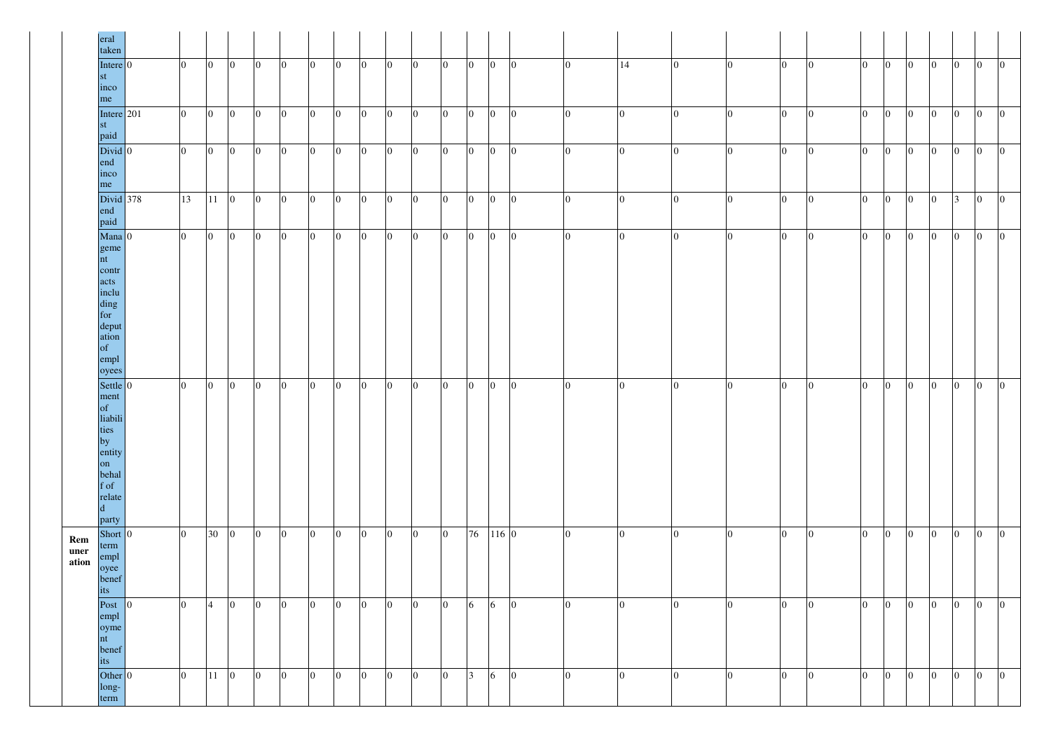| | | | | | | | | | | | | | | | | | | | | | | | | | | | | | |
|---|---|---|---|---|---|---|---|---|---|---|---|---|---|---|---|---|---|---|---|---|---|---|---|---|---|---|---|---|---|
| | | eral taken | | | | | | | | | | | | | | | | | | | | | | | | | | | |
| | | Interest income | 0 | 0 | 0 | 0 | 0 | 0 | 0 | 0 | 0 | 0 | 0 | 0 | 0 | 0 | 0 | 0 | 14 | 0 | 0 | 0 | 0 | 0 | 0 | 0 | 0 | 0 | 0 | 0 |
| | | Interest paid | 201 | 0 | 0 | 0 | 0 | 0 | 0 | 0 | 0 | 0 | 0 | 0 | 0 | 0 | 0 | 0 | 0 | 0 | 0 | 0 | 0 | 0 | 0 | 0 | 0 | 0 | 0 | 0 |
| | | Dividend income | 0 | 0 | 0 | 0 | 0 | 0 | 0 | 0 | 0 | 0 | 0 | 0 | 0 | 0 | 0 | 0 | 0 | 0 | 0 | 0 | 0 | 0 | 0 | 0 | 0 | 0 | 0 | 0 |
| | | Dividend paid | 378 | 13 | 11 | 0 | 0 | 0 | 0 | 0 | 0 | 0 | 0 | 0 | 0 | 0 | 0 | 0 | 0 | 0 | 0 | 0 | 0 | 0 | 0 | 0 | 0 | 3 | 0 | 0 |
| | | Management contracts including for deputation of employees | 0 | 0 | 0 | 0 | 0 | 0 | 0 | 0 | 0 | 0 | 0 | 0 | 0 | 0 | 0 | 0 | 0 | 0 | 0 | 0 | 0 | 0 | 0 | 0 | 0 | 0 | 0 | 0 |
| | | Settlement of liabilities by entity on behalf of related party | 0 | 0 | 0 | 0 | 0 | 0 | 0 | 0 | 0 | 0 | 0 | 0 | 0 | 0 | 0 | 0 | 0 | 0 | 0 | 0 | 0 | 0 | 0 | 0 | 0 | 0 | 0 | 0 |
| | **Remuneration** | Short term employee benefits | 0 | 0 | 30 | 0 | 0 | 0 | 0 | 0 | 0 | 0 | 0 | 0 | 76 | 116 | 0 | 0 | 0 | 0 | 0 | 0 | 0 | 0 | 0 | 0 | 0 | 0 | 0 | 0 |
| | | Post employment benefits | 0 | 0 | 4 | 0 | 0 | 0 | 0 | 0 | 0 | 0 | 0 | 0 | 6 | 6 | 0 | 0 | 0 | 0 | 0 | 0 | 0 | 0 | 0 | 0 | 0 | 0 | 0 | 0 |
| | | Other long-term | 0 | 0 | 11 | 0 | 0 | 0 | 0 | 0 | 0 | 0 | 0 | 0 | 3 | 6 | 0 | 0 | 0 | 0 | 0 | 0 | 0 | 0 | 0 | 0 | 0 | 0 | 0 | 0 |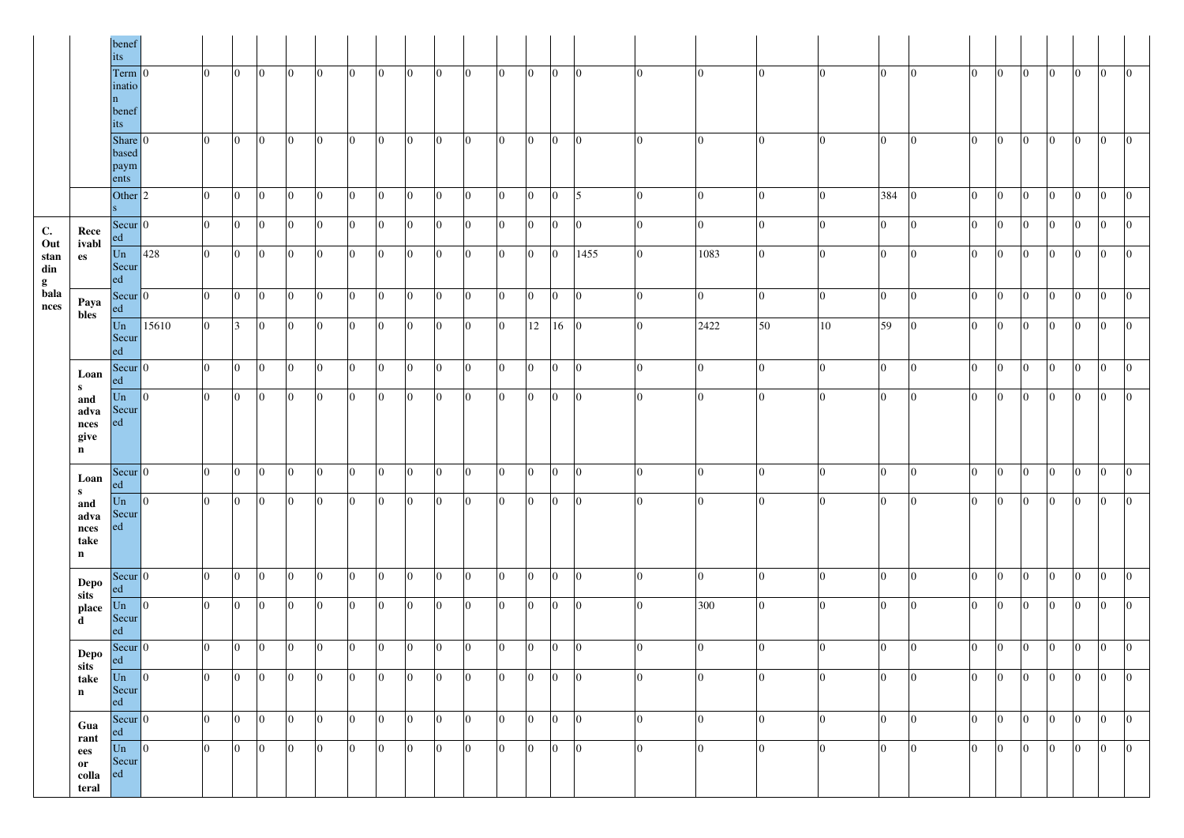| | | benefits | | | | | | | | | | | | | | | | | | | | | | | | | | | | |
|---|---|---|---|---|---|---|---|---|---|---|---|---|---|---|---|---|---|---|---|---|---|---|---|---|---|---|---|---|---|---|
| | | Termination benefits | 0 | 0 | 0 | 0 | 0 | 0 | 0 | 0 | 0 | 0 | 0 | 0 | 0 | 0 | 0 | 0 | 0 | 0 | 0 | 0 | 0 | 0 | 0 | 0 | 0 | 0 | 0 | 0 |
| | | Share based payments | 0 | 0 | 0 | 0 | 0 | 0 | 0 | 0 | 0 | 0 | 0 | 0 | 0 | 0 | 0 | 0 | 0 | 0 | 0 | 0 | 0 | 0 | 0 | 0 | 0 | 0 | 0 | 0 |
| | | Others | 2 | 0 | 0 | 0 | 0 | 0 | 0 | 0 | 0 | 0 | 0 | 0 | 0 | 0 | 5 | 0 | 0 | 0 | 0 | 384 | 0 | 0 | 0 | 0 | 0 | 0 | 0 | 0 |
| **C. Outstanding balances** | **Receivables** | Secured | 0 | 0 | 0 | 0 | 0 | 0 | 0 | 0 | 0 | 0 | 0 | 0 | 0 | 0 | 0 | 0 | 0 | 0 | 0 | 0 | 0 | 0 | 0 | 0 | 0 | 0 | 0 | 0 |
| | | Un Secured | 428 | 0 | 0 | 0 | 0 | 0 | 0 | 0 | 0 | 0 | 0 | 0 | 0 | 0 | 1455 | 0 | 1083 | 0 | 0 | 0 | 0 | 0 | 0 | 0 | 0 | 0 | 0 | 0 |
| | **Payables** | Secured | 0 | 0 | 0 | 0 | 0 | 0 | 0 | 0 | 0 | 0 | 0 | 0 | 0 | 0 | 0 | 0 | 0 | 0 | 0 | 0 | 0 | 0 | 0 | 0 | 0 | 0 | 0 | 0 |
| | | Un Secured | 15610 | 0 | 3 | 0 | 0 | 0 | 0 | 0 | 0 | 0 | 0 | 0 | 12 | 16 | 0 | 0 | 2422 | 50 | 10 | 59 | 0 | 0 | 0 | 0 | 0 | 0 | 0 | 0 |
| | **Loans and advances given** | Secured | 0 | 0 | 0 | 0 | 0 | 0 | 0 | 0 | 0 | 0 | 0 | 0 | 0 | 0 | 0 | 0 | 0 | 0 | 0 | 0 | 0 | 0 | 0 | 0 | 0 | 0 | 0 | 0 |
| | | Un Secured | 0 | 0 | 0 | 0 | 0 | 0 | 0 | 0 | 0 | 0 | 0 | 0 | 0 | 0 | 0 | 0 | 0 | 0 | 0 | 0 | 0 | 0 | 0 | 0 | 0 | 0 | 0 | 0 |
| | **Loans and advances taken** | Secured | 0 | 0 | 0 | 0 | 0 | 0 | 0 | 0 | 0 | 0 | 0 | 0 | 0 | 0 | 0 | 0 | 0 | 0 | 0 | 0 | 0 | 0 | 0 | 0 | 0 | 0 | 0 | 0 |
| | | Un Secured | 0 | 0 | 0 | 0 | 0 | 0 | 0 | 0 | 0 | 0 | 0 | 0 | 0 | 0 | 0 | 0 | 0 | 0 | 0 | 0 | 0 | 0 | 0 | 0 | 0 | 0 | 0 | 0 |
| | **Deposits placed** | Secured | 0 | 0 | 0 | 0 | 0 | 0 | 0 | 0 | 0 | 0 | 0 | 0 | 0 | 0 | 0 | 0 | 0 | 0 | 0 | 0 | 0 | 0 | 0 | 0 | 0 | 0 | 0 | 0 |
| | | Un Secured | 0 | 0 | 0 | 0 | 0 | 0 | 0 | 0 | 0 | 0 | 0 | 0 | 0 | 0 | 0 | 0 | 300 | 0 | 0 | 0 | 0 | 0 | 0 | 0 | 0 | 0 | 0 | 0 |
| | **Deposits taken** | Secured | 0 | 0 | 0 | 0 | 0 | 0 | 0 | 0 | 0 | 0 | 0 | 0 | 0 | 0 | 0 | 0 | 0 | 0 | 0 | 0 | 0 | 0 | 0 | 0 | 0 | 0 | 0 | 0 |
| | | Un Secured | 0 | 0 | 0 | 0 | 0 | 0 | 0 | 0 | 0 | 0 | 0 | 0 | 0 | 0 | 0 | 0 | 0 | 0 | 0 | 0 | 0 | 0 | 0 | 0 | 0 | 0 | 0 | 0 |
| | **Guarantees or collateral** | Secured | 0 | 0 | 0 | 0 | 0 | 0 | 0 | 0 | 0 | 0 | 0 | 0 | 0 | 0 | 0 | 0 | 0 | 0 | 0 | 0 | 0 | 0 | 0 | 0 | 0 | 0 | 0 | 0 |
| | | Un Secured | 0 | 0 | 0 | 0 | 0 | 0 | 0 | 0 | 0 | 0 | 0 | 0 | 0 | 0 | 0 | 0 | 0 | 0 | 0 | 0 | 0 | 0 | 0 | 0 | 0 | 0 | 0 | 0 |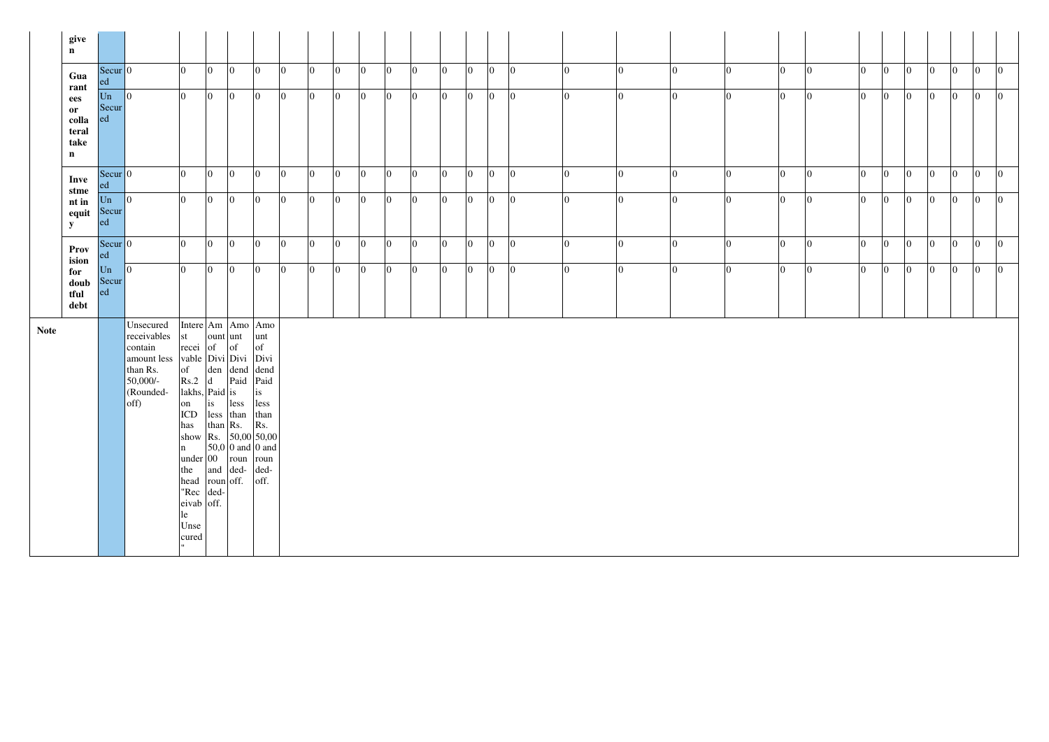| | | | | | | | | | | | | | | | | | | | | | | | | | | | | | | |
|---|---|---|---|---|---|---|---|---|---|---|---|---|---|---|---|---|---|---|---|---|---|---|---|---|---|---|---|---|---|---|
| | **given** | | | | | | | | | | | | | | | | | | | | | | | | | | | | | |
| | **Guarantees or collateral taken** | Secured | 0 | 0 | 0 | 0 | 0 | 0 | 0 | 0 | 0 | 0 | 0 | 0 | 0 | 0 | 0 | 0 | 0 | 0 | 0 | 0 | 0 | 0 | 0 | 0 | 0 | 0 | 0 | 0 |
| | | Un Secured | 0 | 0 | 0 | 0 | 0 | 0 | 0 | 0 | 0 | 0 | 0 | 0 | 0 | 0 | 0 | 0 | 0 | 0 | 0 | 0 | 0 | 0 | 0 | 0 | 0 | 0 | 0 | 0 |
| | **Investment in equity** | Secured | 0 | 0 | 0 | 0 | 0 | 0 | 0 | 0 | 0 | 0 | 0 | 0 | 0 | 0 | 0 | 0 | 0 | 0 | 0 | 0 | 0 | 0 | 0 | 0 | 0 | 0 | 0 | 0 |
| | | Un Secured | 0 | 0 | 0 | 0 | 0 | 0 | 0 | 0 | 0 | 0 | 0 | 0 | 0 | 0 | 0 | 0 | 0 | 0 | 0 | 0 | 0 | 0 | 0 | 0 | 0 | 0 | 0 | 0 |
| | **Provision for doubtful debt** | Secured | 0 | 0 | 0 | 0 | 0 | 0 | 0 | 0 | 0 | 0 | 0 | 0 | 0 | 0 | 0 | 0 | 0 | 0 | 0 | 0 | 0 | 0 | 0 | 0 | 0 | 0 | 0 | 0 |
| | | Un Secured | 0 | 0 | 0 | 0 | 0 | 0 | 0 | 0 | 0 | 0 | 0 | 0 | 0 | 0 | 0 | 0 | 0 | 0 | 0 | 0 | 0 | 0 | 0 | 0 | 0 | 0 | 0 | 0 |
| **Note** | | | Unsecured receivables contain amount less than Rs. 50,000/- (Rounded-off) | Interest receivable of Rs.2 lakhs, Paid on ICD has shown under the head "Receivable Unsecured" | Amount of Dividend Paid is less than Rs. 50,000 and rounded-off. | Amount of Dividend Paid is less than Rs. 50,000 and rounded-off. | Amount of Dividend Paid is less than Rs. 50,000 and rounded-off. | | | | | | | | | | | | | | | | | | | | | | | |